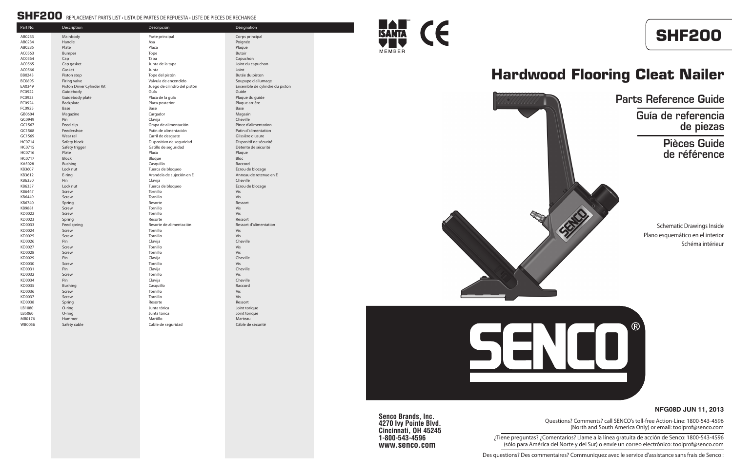## SHF200 REPLACEMENT PARTS LIST • LISTA DE PARTES DE REPUESTA • LISTE DE PIECES DE RECHANGE

| Part No. | Description | Descripción | Désignation |
|---|---|---|---|
| AB0233 | Mainbody | Parte principal | Corps principal |
| AB0234 | Handle | Asa | Poignée |
| AB0235 | Plate | Placa | Plaque |
| AC0563 | Bumper | Tope | Butoir |
| AC0564 | Cap | Tapa | Capuchon |
| AC0565 | Cap gasket | Junta de la tapa | Joint du capuchon |
| AC0566 | Gasket | Junta | Joint |
| BB0243 | Piston stop | Tope del pistón | Butée du piston |
| BC0895 | Firing valve | Válvula de encendido | Soupape d'allumage |
| EA0349 | Piston Driver Cylinder Kit | Juego de cilindro del pistón | Ensemble de cylindre du piston |
| FC0922 | Guidebody | Guía | Guide |
| FC0923 | Guidebody plate | Placa de la guía | Plaque du guide |
| FC0924 | Backplate | Placa posterior | Plaque arrière |
| FC0925 | Base | Base | Base |
| GB0604 | Magazine | Cargador | Magasin |
| GC0949 | Pin | Clavija | Cheville |
| GC1567 | Feed clip | Grapa de alimentación | Pince d'alimentation |
| GC1568 | Feedershoe | Patín de alimentación | Patin d'alimentation |
| GC1569 | Wear rail | Carril de desgaste | Glissière d'usure |
| HC0714 | Safety block | Dispositivo de seguridad | Dispositif de sécurité |
| HC0715 | Safety trigger | Gatillo de seguridad | Détente de sécurité |
| HC0716 | Plate | Placa | Plaque |
| HC0717 | Block | Bloque | Bloc |
| KA5028 | Bushing | Casquillo | Raccord |
| KB3607 | Lock nut | Tuerca de bloqueo | Écrou de blocage |
| KB3612 | E-ring | Arandela de sujeción en E | Anneau de retenue en E |
| KB6350 | Pin | Clavija | Cheville |
| KB6357 | Lock nut | Tuerca de bloqueo | Écrou de blocage |
| KB6447 | Screw | Tornillo | Vis |
| KB6449 | Screw | Tornillo | Vis |
| KB6740 | Spring | Resorte | Ressort |
| KB9881 | Screw | Tornillo | Vis |
| KD0022 | Screw | Tornillo | Vis |
| KD0023 | Spring | Resorte | Ressort |
| KD0033 | Feed spring | Resorte de alimentación | Ressort d'alimentation |
| KD0024 | Screw | Tornillo | Vis |
| KD0025 | Screw | Tornillo | Vis |
| KD0026 | Pin | Clavija | Cheville |
| KD0027 | Screw | Tornillo | Vis |
| KD0028 | Screw | Tornillo | Vis |
| KD0029 | Pin | Clavija | Cheville |
| KD0030 | Screw | Tornillo | Vis |
| KD0031 | Pin | Clavija | Cheville |
| KD0032 | Screw | Tornillo | Vis |
| KD0034 | Pin | Clavija | Cheville |
| KD0035 | Bushing | Casquillo | Raccord |
| KD0036 | Screw | Tornillo | Vis |
| KD0037 | Screw | Tornillo | Vis |
| KD0038 | Spring | Resorte | Ressort |
| LB1080 | O-ring | Junta tórica | Joint torique |
| LB5060 | O-ring | Junta tórica | Joint torique |
| MB0176 | Hammer | Martillo | Marteau |
| WB0056 | Safety cable | Cable de seguridad | Câble de sécurité |

ISANTA MEMBER

# SHF200

# Hardwood Flooring Cleat Nailer

## Parts Reference Guide

## Guía de referencia de piezas

## Pièces Guide de référence

Schematic Drawings Inside

Plano esquemático en el interior

Schéma intérieur

SENCO®

**NFG08D JUN 11, 2013**

**Senco Brands, Inc.**
**4270 Ivy Pointe Blvd.**
**Cincinnati, OH 45245**
**1-800-543-4596**
**www.senco.com**

Questions? Comments? call SENCO's toll-free Action-Line: 1800-543-4596 (North and South America Only) or email: toolprof@senco.com

¿Tiene preguntas? ¿Comentarios? Llame a la línea gratuita de acción de Senco: 1800-543-4596 (sólo para América del Norte y del Sur) o envíe un correo electrónico: toolprof@senco.com

Des questions? Des commentaires? Communiquez avec le service d'assistance sans frais de Senco :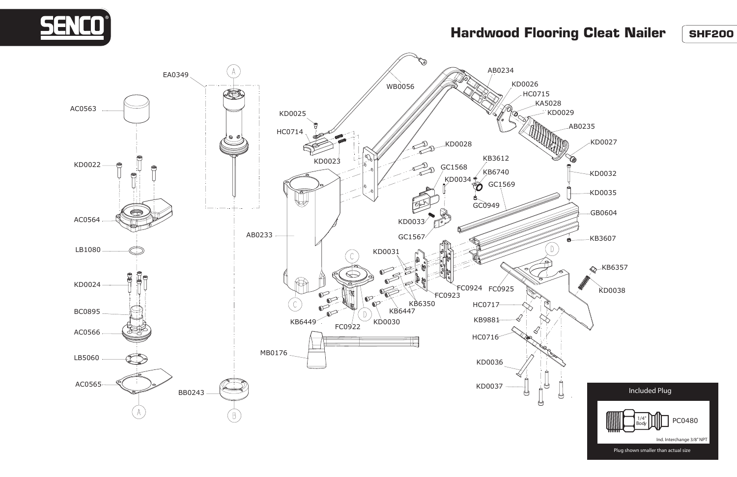# Hardwood Flooring Cleat Nailer

**SHF200**

EA0349

AC0563

KD0022

AC0564

LB1080

KD0024

BC0895

AC0566

LB5060

AC0565

BB0243

WB0056

KD0025

HC0714

KD0023

AB0233

KD0028

AB0234

KD0026

HC0715

KA5028

KD0029

AB0235

KD0027

KB3612

KB6740

GC1568

KD0034

GC1569

GC0949

KD0032

KD0035

GB0604

KB3607

KD0033

GC1567

KD0031

KB6449

FC0922

KD0030

KB6447

KB6350

FC0923

FC0924

FC0925

KB6357

KD0038

HC0717

KB9881

HC0716

KD0036

KD0037

MB0176

Included Plug

1/4" Body

PC0480

Ind. Interchange 3/8" NPT

Plug shown smaller than actual size